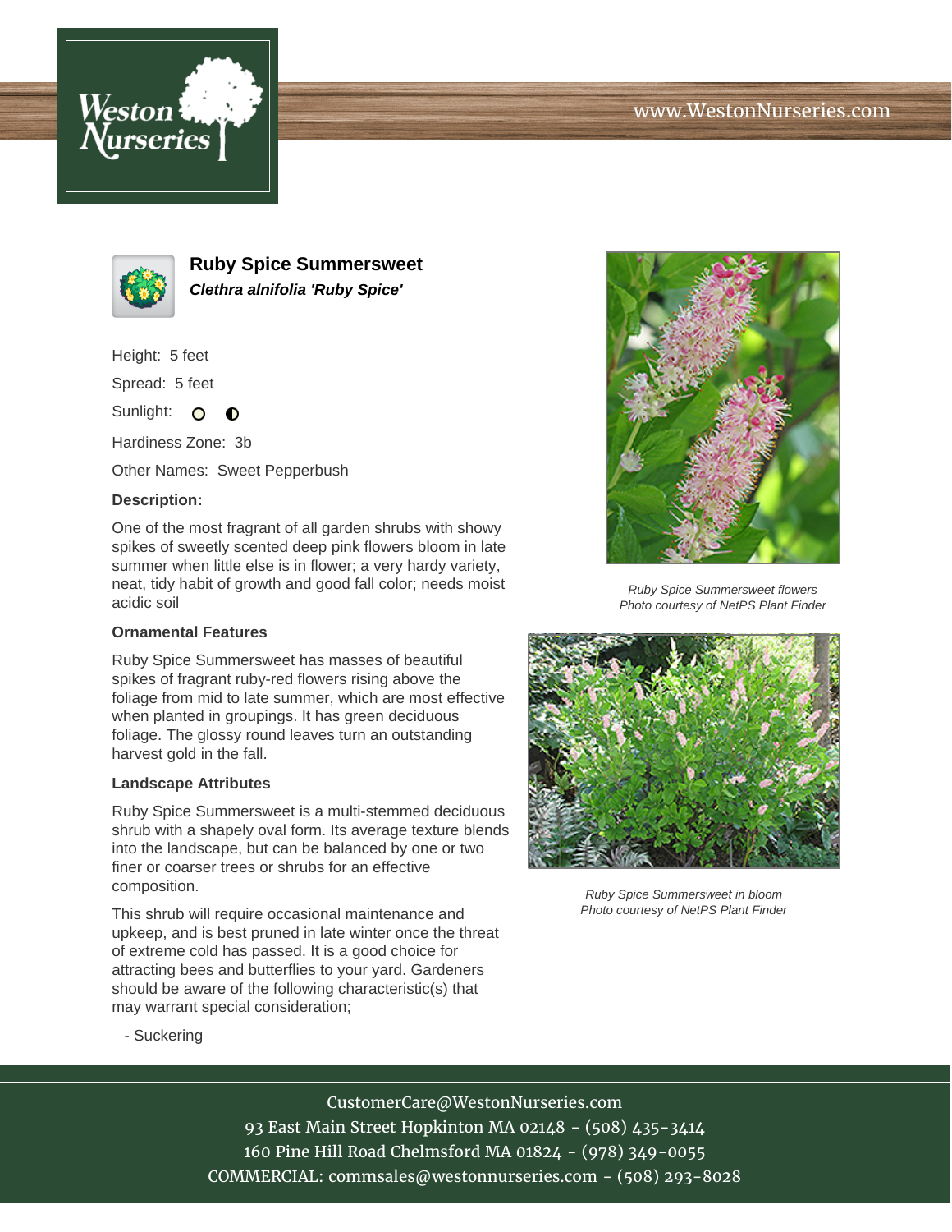# Ruby Spice Summersweet

***Clethra alnifolia 'Ruby Spice'***

Height: 5 feet

Spread: 5 feet

Sunlight: ○ ◐

Hardiness Zone: 3b

Other Names: Sweet Pepperbush

**Description:**

One of the most fragrant of all garden shrubs with showy spikes of sweetly scented deep pink flowers bloom in late summer when little else is in flower; a very hardy variety, neat, tidy habit of growth and good fall color; needs moist acidic soil

### Ornamental Features

Ruby Spice Summersweet has masses of beautiful spikes of fragrant ruby-red flowers rising above the foliage from mid to late summer, which are most effective when planted in groupings. It has green deciduous foliage. The glossy round leaves turn an outstanding harvest gold in the fall.

### Landscape Attributes

Ruby Spice Summersweet is a multi-stemmed deciduous shrub with a shapely oval form. Its average texture blends into the landscape, but can be balanced by one or two finer or coarser trees or shrubs for an effective composition.

This shrub will require occasional maintenance and upkeep, and is best pruned in late winter once the threat of extreme cold has passed. It is a good choice for attracting bees and butterflies to your yard. Gardeners should be aware of the following characteristic(s) that may warrant special consideration;

- Suckering

*Ruby Spice Summersweet flowers*
*Photo courtesy of NetPS Plant Finder*

*Ruby Spice Summersweet in bloom*
*Photo courtesy of NetPS Plant Finder*

CustomerCare@WestonNurseries.com
93 East Main Street Hopkinton MA 02148 - (508) 435-3414
160 Pine Hill Road Chelmsford MA 01824 - (978) 349-0055
COMMERCIAL: commsales@westonnurseries.com - (508) 293-8028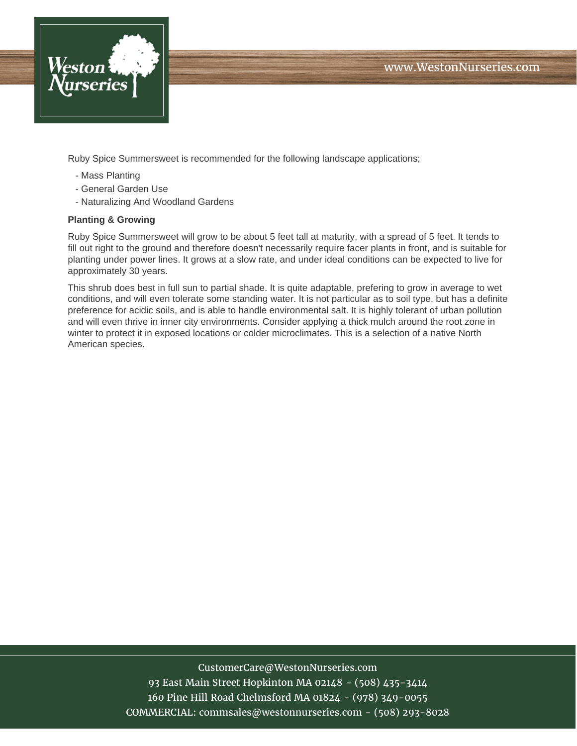Ruby Spice Summersweet is recommended for the following landscape applications;

- Mass Planting
- General Garden Use
- Naturalizing And Woodland Gardens

**Planting & Growing**

Ruby Spice Summersweet will grow to be about 5 feet tall at maturity, with a spread of 5 feet. It tends to fill out right to the ground and therefore doesn't necessarily require facer plants in front, and is suitable for planting under power lines. It grows at a slow rate, and under ideal conditions can be expected to live for approximately 30 years.

This shrub does best in full sun to partial shade. It is quite adaptable, prefering to grow in average to wet conditions, and will even tolerate some standing water. It is not particular as to soil type, but has a definite preference for acidic soils, and is able to handle environmental salt. It is highly tolerant of urban pollution and will even thrive in inner city environments. Consider applying a thick mulch around the root zone in winter to protect it in exposed locations or colder microclimates. This is a selection of a native North American species.